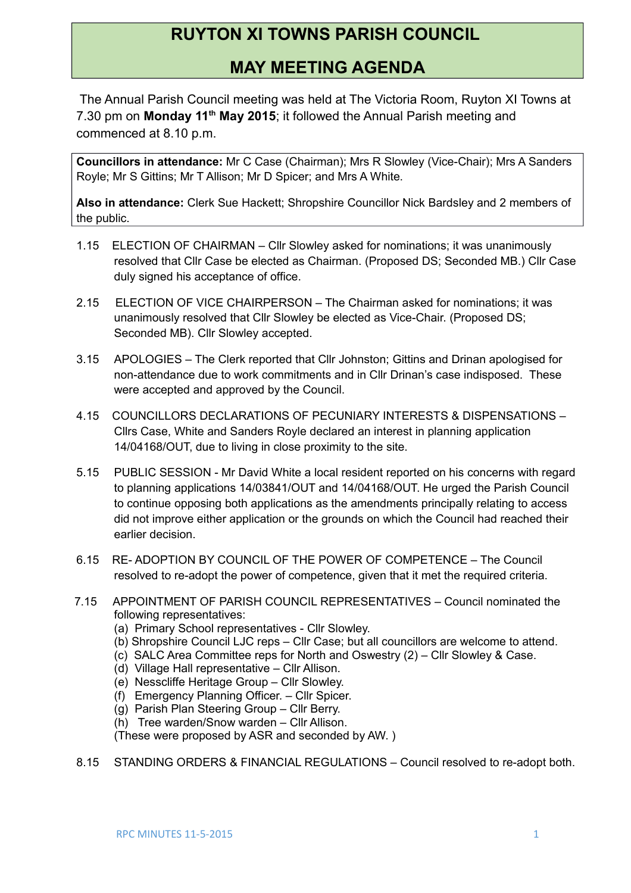# RUYTON XI TOWNS PARISH COUNCIL

## MAY MEETING AGENDA

The Annual Parish Council meeting was held at The Victoria Room, Ruyton XI Towns at 7.30 pm on **Monday 11th May 2015**; it followed the Annual Parish meeting and commenced at 8.10 p.m.

**Councillors in attendance:** Mr C Case (Chairman); Mrs R Slowley (Vice-Chair); Mrs A Sanders Royle; Mr S Gittins; Mr T Allison; Mr D Spicer; and Mrs A White.

**Also in attendance:** Clerk Sue Hackett; Shropshire Councillor Nick Bardsley and 2 members of the public.

1.15 ELECTION OF CHAIRMAN – Cllr Slowley asked for nominations; it was unanimously resolved that Cllr Case be elected as Chairman. (Proposed DS; Seconded MB.) Cllr Case duly signed his acceptance of office.

2.15 ELECTION OF VICE CHAIRPERSON – The Chairman asked for nominations; it was unanimously resolved that Cllr Slowley be elected as Vice-Chair. (Proposed DS; Seconded MB). Cllr Slowley accepted.

3.15 APOLOGIES – The Clerk reported that Cllr Johnston; Gittins and Drinan apologised for non-attendance due to work commitments and in Cllr Drinan's case indisposed. These were accepted and approved by the Council.

4.15 COUNCILLORS DECLARATIONS OF PECUNIARY INTERESTS & DISPENSATIONS – Cllrs Case, White and Sanders Royle declared an interest in planning application 14/04168/OUT, due to living in close proximity to the site.

5.15 PUBLIC SESSION - Mr David White a local resident reported on his concerns with regard to planning applications 14/03841/OUT and 14/04168/OUT. He urged the Parish Council to continue opposing both applications as the amendments principally relating to access did not improve either application or the grounds on which the Council had reached their earlier decision.

6.15 RE- ADOPTION BY COUNCIL OF THE POWER OF COMPETENCE – The Council resolved to re-adopt the power of competence, given that it met the required criteria.

7.15 APPOINTMENT OF PARISH COUNCIL REPRESENTATIVES – Council nominated the following representatives:
(a) Primary School representatives - Cllr Slowley.
(b) Shropshire Council LJC reps – Cllr Case; but all councillors are welcome to attend.
(c) SALC Area Committee reps for North and Oswestry (2) – Cllr Slowley & Case.
(d) Village Hall representative – Cllr Allison.
(e) Nesscliffe Heritage Group – Cllr Slowley.
(f) Emergency Planning Officer. – Cllr Spicer.
(g) Parish Plan Steering Group – Cllr Berry.
(h) Tree warden/Snow warden – Cllr Allison.
(These were proposed by ASR and seconded by AW. )

8.15 STANDING ORDERS & FINANCIAL REGULATIONS – Council resolved to re-adopt both.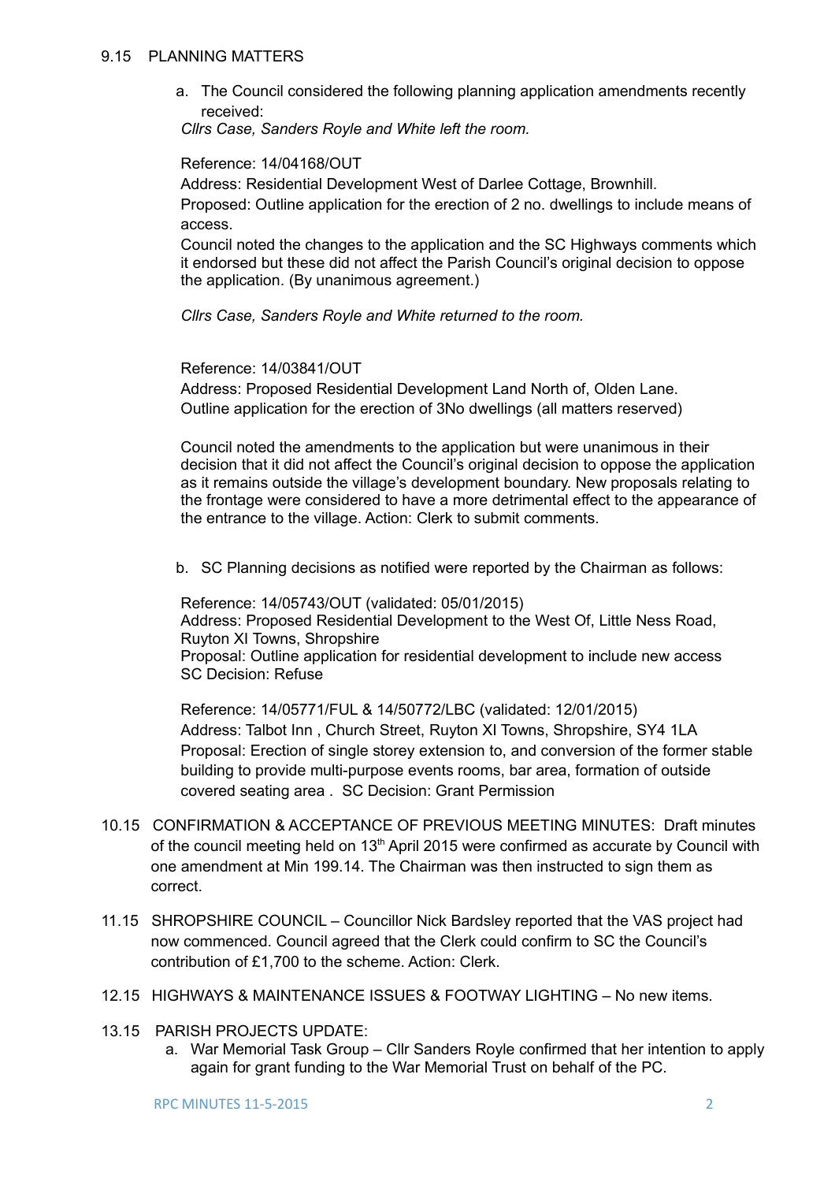9.15 PLANNING MATTERS

a. The Council considered the following planning application amendments recently received:

*Cllrs Case, Sanders Royle and White left the room.*

Reference: 14/04168/OUT

Address: Residential Development West of Darlee Cottage, Brownhill.

Proposed: Outline application for the erection of 2 no. dwellings to include means of access.

Council noted the changes to the application and the SC Highways comments which it endorsed but these did not affect the Parish Council's original decision to oppose the application. (By unanimous agreement.)

*Cllrs Case, Sanders Royle and White returned to the room.*

Reference: 14/03841/OUT

Address: Proposed Residential Development Land North of, Olden Lane.

Outline application for the erection of 3No dwellings (all matters reserved)

Council noted the amendments to the application but were unanimous in their decision that it did not affect the Council's original decision to oppose the application as it remains outside the village's development boundary. New proposals relating to the frontage were considered to have a more detrimental effect to the appearance of the entrance to the village. Action: Clerk to submit comments.

b. SC Planning decisions as notified were reported by the Chairman as follows:

Reference: 14/05743/OUT (validated: 05/01/2015)
Address: Proposed Residential Development to the West Of, Little Ness Road, Ruyton XI Towns, Shropshire
Proposal: Outline application for residential development to include new access
SC Decision: Refuse

Reference: 14/05771/FUL & 14/50772/LBC (validated: 12/01/2015)
Address: Talbot Inn , Church Street, Ruyton XI Towns, Shropshire, SY4 1LA
Proposal: Erection of single storey extension to, and conversion of the former stable building to provide multi-purpose events rooms, bar area, formation of outside covered seating area . SC Decision: Grant Permission

10.15 CONFIRMATION & ACCEPTANCE OF PREVIOUS MEETING MINUTES: Draft minutes of the council meeting held on 13th April 2015 were confirmed as accurate by Council with one amendment at Min 199.14. The Chairman was then instructed to sign them as correct.

11.15 SHROPSHIRE COUNCIL – Councillor Nick Bardsley reported that the VAS project had now commenced. Council agreed that the Clerk could confirm to SC the Council's contribution of £1,700 to the scheme. Action: Clerk.

12.15 HIGHWAYS & MAINTENANCE ISSUES & FOOTWAY LIGHTING – No new items.

13.15 PARISH PROJECTS UPDATE:

a. War Memorial Task Group – Cllr Sanders Royle confirmed that her intention to apply again for grant funding to the War Memorial Trust on behalf of the PC.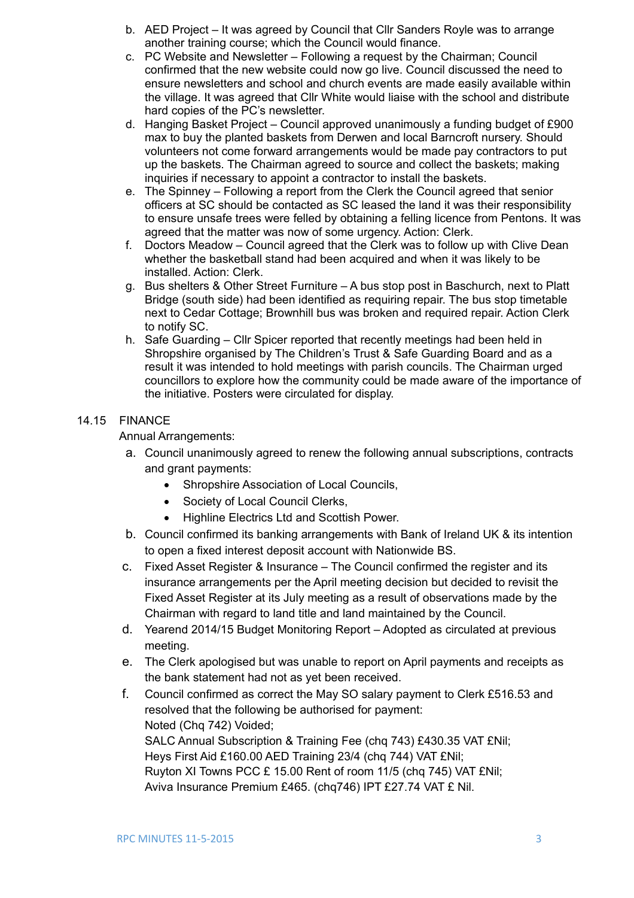b. AED Project – It was agreed by Council that Cllr Sanders Royle was to arrange another training course; which the Council would finance.
c. PC Website and Newsletter – Following a request by the Chairman; Council confirmed that the new website could now go live. Council discussed the need to ensure newsletters and school and church events are made easily available within the village. It was agreed that Cllr White would liaise with the school and distribute hard copies of the PC's newsletter.
d. Hanging Basket Project – Council approved unanimously a funding budget of £900 max to buy the planted baskets from Derwen and local Barncroft nursery. Should volunteers not come forward arrangements would be made pay contractors to put up the baskets. The Chairman agreed to source and collect the baskets; making inquiries if necessary to appoint a contractor to install the baskets.
e. The Spinney – Following a report from the Clerk the Council agreed that senior officers at SC should be contacted as SC leased the land it was their responsibility to ensure unsafe trees were felled by obtaining a felling licence from Pentons. It was agreed that the matter was now of some urgency. Action: Clerk.
f. Doctors Meadow – Council agreed that the Clerk was to follow up with Clive Dean whether the basketball stand had been acquired and when it was likely to be installed. Action: Clerk.
g. Bus shelters & Other Street Furniture – A bus stop post in Baschurch, next to Platt Bridge (south side) had been identified as requiring repair. The bus stop timetable next to Cedar Cottage; Brownhill bus was broken and required repair. Action Clerk to notify SC.
h. Safe Guarding – Cllr Spicer reported that recently meetings had been held in Shropshire organised by The Children's Trust & Safe Guarding Board and as a result it was intended to hold meetings with parish councils. The Chairman urged councillors to explore how the community could be made aware of the importance of the initiative. Posters were circulated for display.

14.15 FINANCE

Annual Arrangements:

a. Council unanimously agreed to renew the following annual subscriptions, contracts and grant payments:
   - Shropshire Association of Local Councils,
   - Society of Local Council Clerks,
   - Highline Electrics Ltd and Scottish Power.
b. Council confirmed its banking arrangements with Bank of Ireland UK & its intention to open a fixed interest deposit account with Nationwide BS.
c. Fixed Asset Register & Insurance – The Council confirmed the register and its insurance arrangements per the April meeting decision but decided to revisit the Fixed Asset Register at its July meeting as a result of observations made by the Chairman with regard to land title and land maintained by the Council.
d. Yearend 2014/15 Budget Monitoring Report – Adopted as circulated at previous meeting.
e. The Clerk apologised but was unable to report on April payments and receipts as the bank statement had not as yet been received.
f. Council confirmed as correct the May SO salary payment to Clerk £516.53 and resolved that the following be authorised for payment:
   Noted (Chq 742) Voided;
   SALC Annual Subscription & Training Fee (chq 743) £430.35 VAT £Nil;
   Heys First Aid £160.00 AED Training 23/4 (chq 744) VAT £Nil;
   Ruyton XI Towns PCC £ 15.00 Rent of room 11/5 (chq 745) VAT £Nil;
   Aviva Insurance Premium £465. (chq746) IPT £27.74 VAT £ Nil.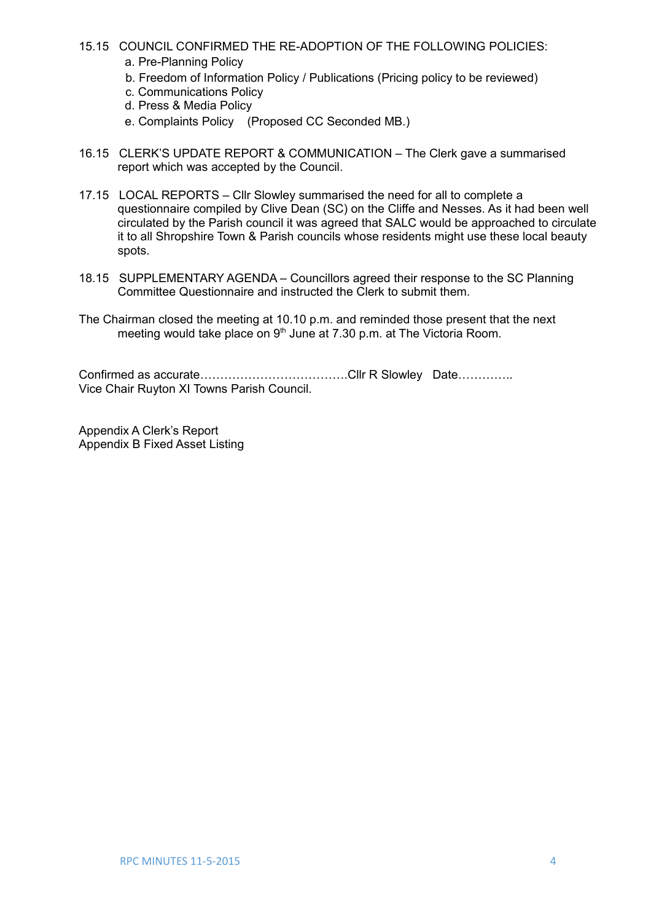15.15 COUNCIL CONFIRMED THE RE-ADOPTION OF THE FOLLOWING POLICIES:

a. Pre-Planning Policy
b. Freedom of Information Policy / Publications (Pricing policy to be reviewed)
c. Communications Policy
d. Press & Media Policy
e. Complaints Policy (Proposed CC Seconded MB.)

16.15 CLERK'S UPDATE REPORT & COMMUNICATION – The Clerk gave a summarised report which was accepted by the Council.

17.15 LOCAL REPORTS – Cllr Slowley summarised the need for all to complete a questionnaire compiled by Clive Dean (SC) on the Cliffe and Nesses. As it had been well circulated by the Parish council it was agreed that SALC would be approached to circulate it to all Shropshire Town & Parish councils whose residents might use these local beauty spots.

18.15 SUPPLEMENTARY AGENDA – Councillors agreed their response to the SC Planning Committee Questionnaire and instructed the Clerk to submit them.

The Chairman closed the meeting at 10.10 p.m. and reminded those present that the next meeting would take place on 9th June at 7.30 p.m. at The Victoria Room.

Confirmed as accurate……………………………….Cllr R Slowley Date…………..
Vice Chair Ruyton XI Towns Parish Council.

Appendix A Clerk's Report
Appendix B Fixed Asset Listing